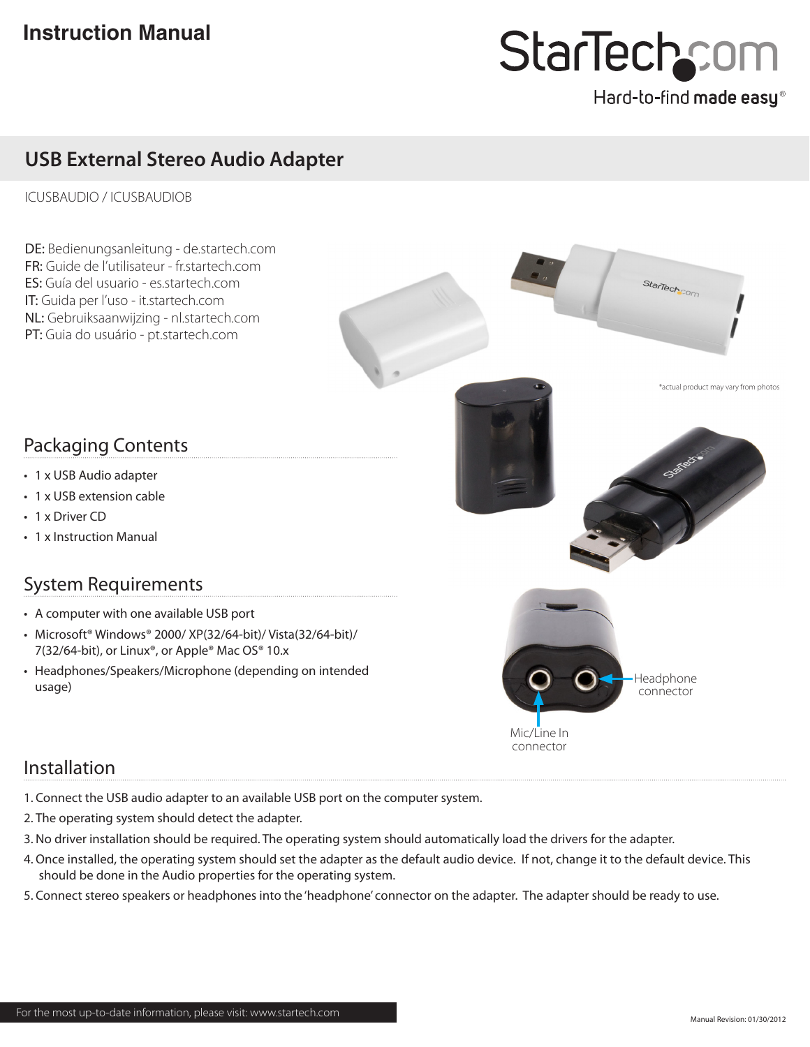# Instruction Manual

StarTech.com

Hard-to-find **made easy**®

## USB External Stereo Audio Adapter

ICUSBAUDIO / ICUSBAUDIOB

**DE:** Bedienungsanleitung - de.startech.com
**FR:** Guide de l'utilisateur - fr.startech.com
**ES:** Guía del usuario - es.startech.com
**IT:** Guida per l'uso - it.startech.com
**NL:** Gebruiksaanwijzing - nl.startech.com
**PT:** Guia do usuário - pt.startech.com

*actual product may vary from photos

Headphone connector

Mic/Line In connector

## Packaging Contents

- 1 x USB Audio adapter
- 1 x USB extension cable
- 1 x Driver CD
- 1 x Instruction Manual

## System Requirements

- A computer with one available USB port
- Microsoft® Windows® 2000/ XP(32/64-bit)/ Vista(32/64-bit)/ 7(32/64-bit), or Linux®, or Apple® Mac OS® 10.x
- Headphones/Speakers/Microphone (depending on intended usage)

## Installation

1. Connect the USB audio adapter to an available USB port on the computer system.
2. The operating system should detect the adapter.
3. No driver installation should be required. The operating system should automatically load the drivers for the adapter.
4. Once installed, the operating system should set the adapter as the default audio device. If not, change it to the default device. This should be done in the Audio properties for the operating system.
5. Connect stereo speakers or headphones into the 'headphone' connector on the adapter. The adapter should be ready to use.

For the most up-to-date information, please visit: www.startech.com

Manual Revision: 01/30/2012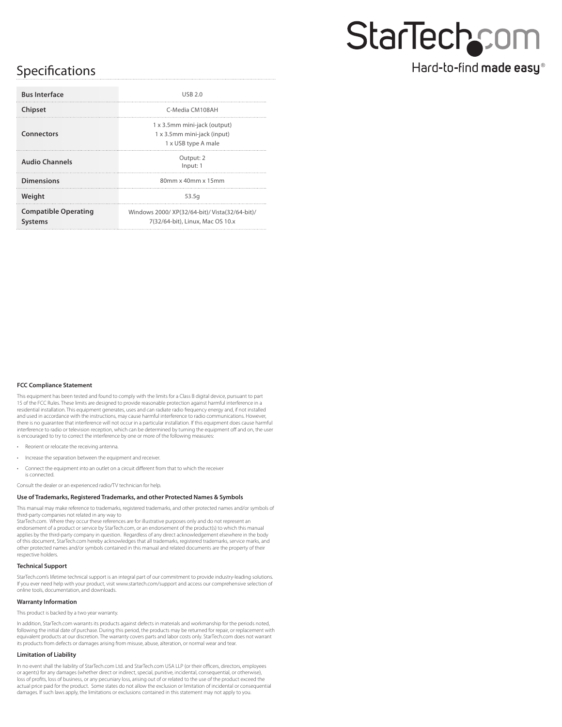StarTech.com

Hard-to-find **made easy**®

## Specifications

| | |
|---|---|
| **Bus Interface** | USB 2.0 |
| **Chipset** | C-Media CM108AH |
| **Connectors** | 1 x 3.5mm mini-jack (output)<br>1 x 3.5mm mini-jack (input)<br>1 x USB type A male |
| **Audio Channels** | Output: 2<br>Input: 1 |
| **Dimensions** | 80mm x 40mm x 15mm |
| **Weight** | 53.5g |
| **Compatible Operating Systems** | Windows 2000/ XP(32/64-bit)/ Vista(32/64-bit)/ 7(32/64-bit), Linux, Mac OS 10.x |

#### FCC Compliance Statement

This equipment has been tested and found to comply with the limits for a Class B digital device, pursuant to part 15 of the FCC Rules. These limits are designed to provide reasonable protection against harmful interference in a residential installation. This equipment generates, uses and can radiate radio frequency energy and, if not installed and used in accordance with the instructions, may cause harmful interference to radio communications. However, there is no guarantee that interference will not occur in a particular installation. If this equipment does cause harmful interference to radio or television reception, which can be determined by turning the equipment off and on, the user is encouraged to try to correct the interference by one or more of the following measures:

- Reorient or relocate the receiving antenna.
- Increase the separation between the equipment and receiver.
- Connect the equipment into an outlet on a circuit different from that to which the receiver is connected.

Consult the dealer or an experienced radio/TV technician for help.

#### Use of Trademarks, Registered Trademarks, and other Protected Names & Symbols

This manual may make reference to trademarks, registered trademarks, and other protected names and/or symbols of third-party companies not related in any way to StarTech.com. Where they occur these references are for illustrative purposes only and do not represent an endorsement of a product or service by StarTech.com, or an endorsement of the product(s) to which this manual applies by the third-party company in question. Regardless of any direct acknowledgement elsewhere in the body of this document, StarTech.com hereby acknowledges that all trademarks, registered trademarks, service marks, and other protected names and/or symbols contained in this manual and related documents are the property of their respective holders.

#### Technical Support

StarTech.com's lifetime technical support is an integral part of our commitment to provide industry-leading solutions. If you ever need help with your product, visit www.startech.com/support and access our comprehensive selection of online tools, documentation, and downloads.

#### Warranty Information

This product is backed by a two year warranty.

In addition, StarTech.com warrants its products against defects in materials and workmanship for the periods noted, following the initial date of purchase. During this period, the products may be returned for repair, or replacement with equivalent products at our discretion. The warranty covers parts and labor costs only. StarTech.com does not warrant its products from defects or damages arising from misuse, abuse, alteration, or normal wear and tear.

#### Limitation of Liability

In no event shall the liability of StarTech.com Ltd. and StarTech.com USA LLP (or their officers, directors, employees or agents) for any damages (whether direct or indirect, special, punitive, incidental, consequential, or otherwise), loss of profits, loss of business, or any pecuniary loss, arising out of or related to the use of the product exceed the actual price paid for the product. Some states do not allow the exclusion or limitation of incidental or consequential damages. If such laws apply, the limitations or exclusions contained in this statement may not apply to you.